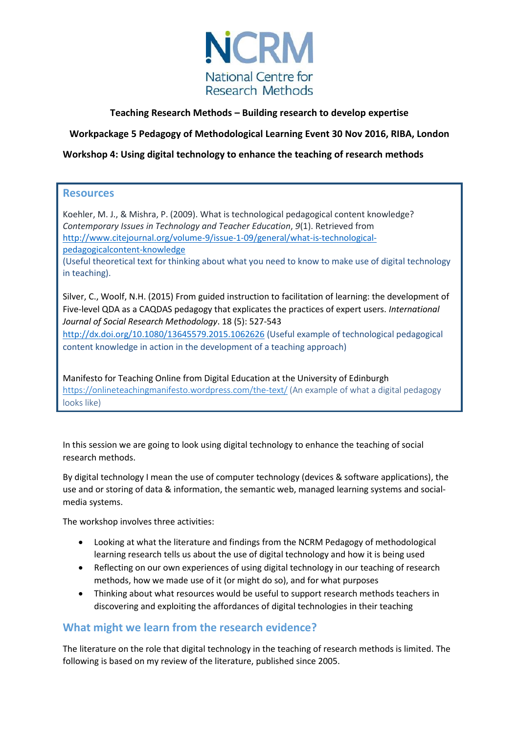NCRM National Centre for Research Methods

**Teaching Research Methods – Building research to develop expertise**

**Workpackage 5 Pedagogy of Methodological Learning Event 30 Nov 2016, RIBA, London**

**Workshop 4: Using digital technology to enhance the teaching of research methods**

## Resources

Koehler, M. J., & Mishra, P. (2009). What is technological pedagogical content knowledge? *Contemporary Issues in Technology and Teacher Education*, *9*(1). Retrieved from http://www.citejournal.org/volume-9/issue-1-09/general/what-is-technological-pedagogicalcontent-knowledge
(Useful theoretical text for thinking about what you need to know to make use of digital technology in teaching).

Silver, C., Woolf, N.H. (2015) From guided instruction to facilitation of learning: the development of Five-level QDA as a CAQDAS pedagogy that explicates the practices of expert users. *International Journal of Social Research Methodology*. 18 (5): 527-543
http://dx.doi.org/10.1080/13645579.2015.1062626 (Useful example of technological pedagogical content knowledge in action in the development of a teaching approach)

Manifesto for Teaching Online from Digital Education at the University of Edinburgh
https://onlineteachingmanifesto.wordpress.com/the-text/ (An example of what a digital pedagogy looks like)

In this session we are going to look using digital technology to enhance the teaching of social research methods.

By digital technology I mean the use of computer technology (devices & software applications), the use and or storing of data & information, the semantic web, managed learning systems and social-media systems.

The workshop involves three activities:

- Looking at what the literature and findings from the NCRM Pedagogy of methodological learning research tells us about the use of digital technology and how it is being used
- Reflecting on our own experiences of using digital technology in our teaching of research methods, how we made use of it (or might do so), and for what purposes
- Thinking about what resources would be useful to support research methods teachers in discovering and exploiting the affordances of digital technologies in their teaching

## What might we learn from the research evidence?

The literature on the role that digital technology in the teaching of research methods is limited. The following is based on my review of the literature, published since 2005.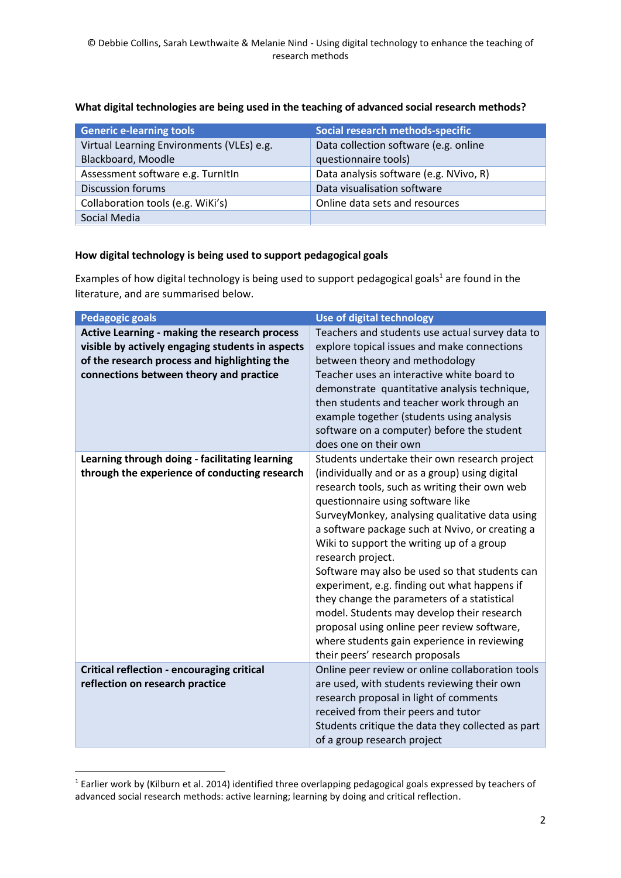**What digital technologies are being used in the teaching of advanced social research methods?**

| Generic e-learning tools | Social research methods-specific |
|---|---|
| Virtual Learning Environments (VLEs) e.g. Blackboard, Moodle | Data collection software (e.g. online questionnaire tools) |
| Assessment software e.g. TurnItIn | Data analysis software (e.g. NVivo, R) |
| Discussion forums | Data visualisation software |
| Collaboration tools (e.g. WiKi's) | Online data sets and resources |
| Social Media | |

**How digital technology is being used to support pedagogical goals**

Examples of how digital technology is being used to support pedagogical goals[1] are found in the literature, and are summarised below.

| Pedagogic goals | Use of digital technology |
|---|---|
| **Active Learning - making the research process visible by actively engaging students in aspects of the research process and highlighting the connections between theory and practice** | Teachers and students use actual survey data to explore topical issues and make connections between theory and methodology<br>Teacher uses an interactive white board to demonstrate quantitative analysis technique, then students and teacher work through an example together (students using analysis software on a computer) before the student does one on their own |
| **Learning through doing - facilitating learning through the experience of conducting research** | Students undertake their own research project (individually and or as a group) using digital research tools, such as writing their own web questionnaire using software like SurveyMonkey, analysing qualitative data using a software package such at Nvivo, or creating a Wiki to support the writing up of a group research project.<br>Software may also be used so that students can experiment, e.g. finding out what happens if they change the parameters of a statistical model. Students may develop their research proposal using online peer review software, where students gain experience in reviewing their peers' research proposals |
| **Critical reflection - encouraging critical reflection on research practice** | Online peer review or online collaboration tools are used, with students reviewing their own research proposal in light of comments received from their peers and tutor<br>Students critique the data they collected as part of a group research project |

[1] Earlier work by (Kilburn et al. 2014) identified three overlapping pedagogical goals expressed by teachers of advanced social research methods: active learning; learning by doing and critical reflection.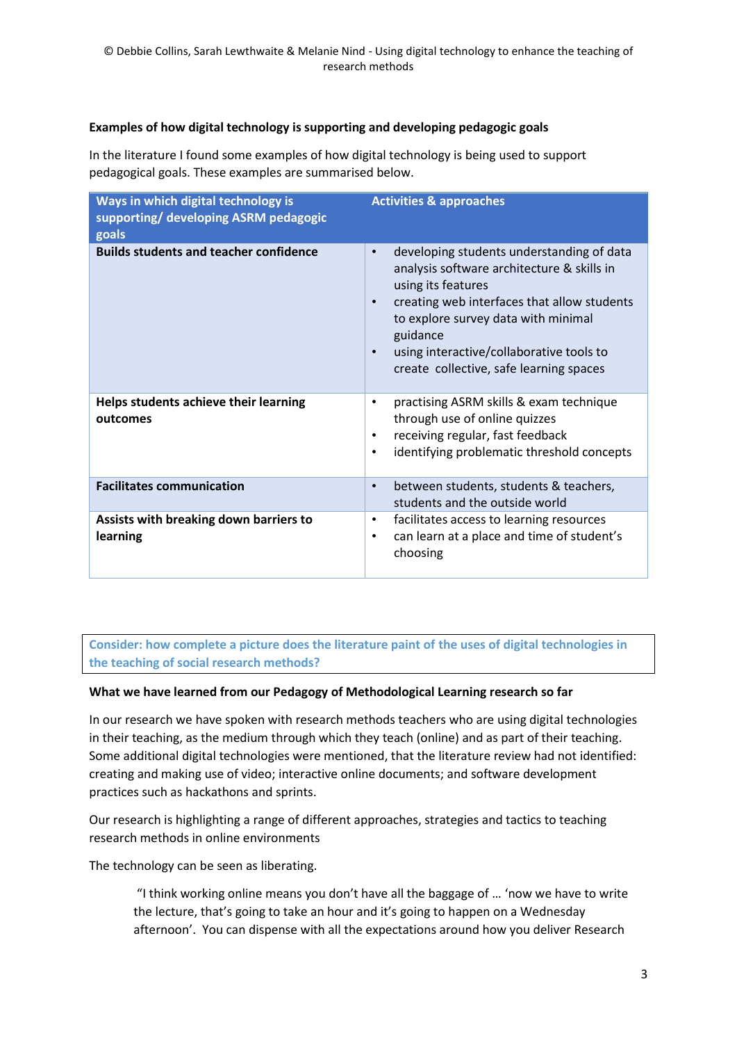**Examples of how digital technology is supporting and developing pedagogic goals**

In the literature I found some examples of how digital technology is being used to support pedagogical goals. These examples are summarised below.

| Ways in which digital technology is supporting/ developing ASRM pedagogic goals | Activities & approaches |
|---|---|
| **Builds students and teacher confidence** | • developing students understanding of data analysis software architecture & skills in using its features<br>• creating web interfaces that allow students to explore survey data with minimal guidance<br>• using interactive/collaborative tools to create collective, safe learning spaces |
| **Helps students achieve their learning outcomes** | • practising ASRM skills & exam technique through use of online quizzes<br>• receiving regular, fast feedback<br>• identifying problematic threshold concepts |
| **Facilitates communication** | • between students, students & teachers, students and the outside world |
| **Assists with breaking down barriers to learning** | • facilitates access to learning resources<br>• can learn at a place and time of student's choosing |

**Consider: how complete a picture does the literature paint of the uses of digital technologies in the teaching of social research methods?**

**What we have learned from our Pedagogy of Methodological Learning research so far**

In our research we have spoken with research methods teachers who are using digital technologies in their teaching, as the medium through which they teach (online) and as part of their teaching. Some additional digital technologies were mentioned, that the literature review had not identified: creating and making use of video; interactive online documents; and software development practices such as hackathons and sprints.

Our research is highlighting a range of different approaches, strategies and tactics to teaching research methods in online environments

The technology can be seen as liberating.

> "I think working online means you don't have all the baggage of … 'now we have to write the lecture, that's going to take an hour and it's going to happen on a Wednesday afternoon'. You can dispense with all the expectations around how you deliver Research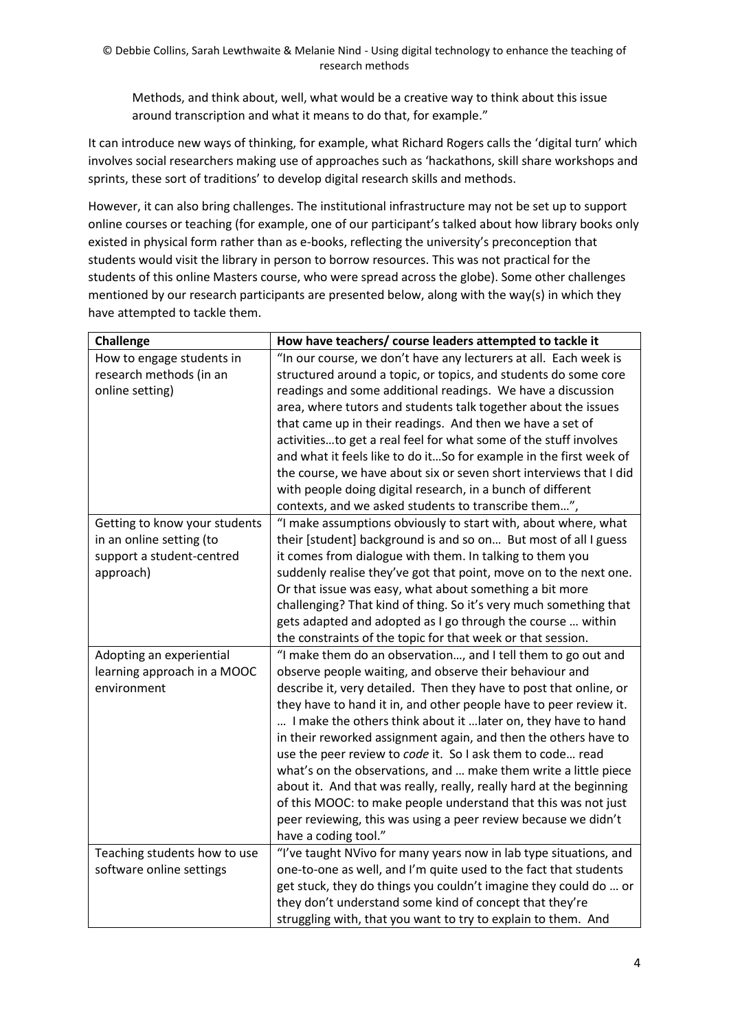Methods, and think about, well, what would be a creative way to think about this issue around transcription and what it means to do that, for example."

It can introduce new ways of thinking, for example, what Richard Rogers calls the 'digital turn' which involves social researchers making use of approaches such as 'hackathons, skill share workshops and sprints, these sort of traditions' to develop digital research skills and methods.

However, it can also bring challenges. The institutional infrastructure may not be set up to support online courses or teaching (for example, one of our participant's talked about how library books only existed in physical form rather than as e-books, reflecting the university's preconception that students would visit the library in person to borrow resources. This was not practical for the students of this online Masters course, who were spread across the globe). Some other challenges mentioned by our research participants are presented below, along with the way(s) in which they have attempted to tackle them.

| Challenge | How have teachers/ course leaders attempted to tackle it |
|---|---|
| How to engage students in research methods (in an online setting) | "In our course, we don't have any lecturers at all. Each week is structured around a topic, or topics, and students do some core readings and some additional readings. We have a discussion area, where tutors and students talk together about the issues that came up in their readings. And then we have a set of activities…to get a real feel for what some of the stuff involves and what it feels like to do it…So for example in the first week of the course, we have about six or seven short interviews that I did with people doing digital research, in a bunch of different contexts, and we asked students to transcribe them…", |
| Getting to know your students in an online setting (to support a student-centred approach) | "I make assumptions obviously to start with, about where, what their [student] background is and so on… But most of all I guess it comes from dialogue with them. In talking to them you suddenly realise they've got that point, move on to the next one. Or that issue was easy, what about something a bit more challenging? That kind of thing. So it's very much something that gets adapted and adopted as I go through the course … within the constraints of the topic for that week or that session. |
| Adopting an experiential learning approach in a MOOC environment | "I make them do an observation…, and I tell them to go out and observe people waiting, and observe their behaviour and describe it, very detailed. Then they have to post that online, or they have to hand it in, and other people have to peer review it. … I make the others think about it …later on, they have to hand in their reworked assignment again, and then the others have to use the peer review to *code* it. So I ask them to code… read what's on the observations, and … make them write a little piece about it. And that was really, really, really hard at the beginning of this MOOC: to make people understand that this was not just peer reviewing, this was using a peer review because we didn't have a coding tool." |
| Teaching students how to use software online settings | "I've taught NVivo for many years now in lab type situations, and one-to-one as well, and I'm quite used to the fact that students get stuck, they do things you couldn't imagine they could do … or they don't understand some kind of concept that they're struggling with, that you want to try to explain to them. And |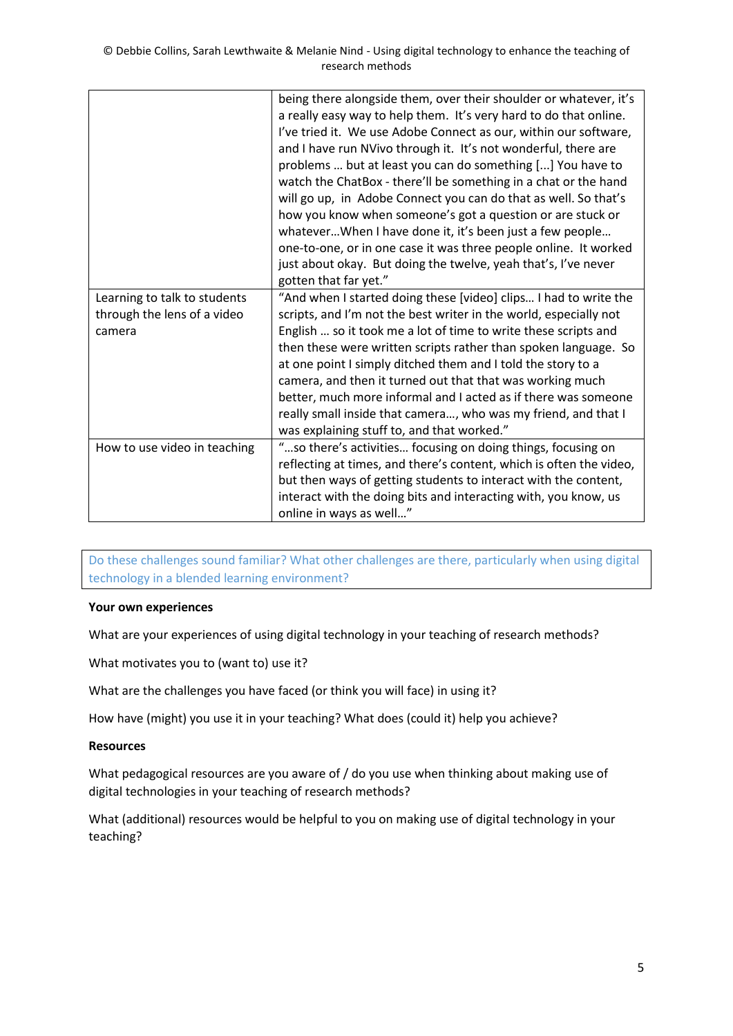| | |
|---|---|
| | being there alongside them, over their shoulder or whatever, it's a really easy way to help them. It's very hard to do that online. I've tried it. We use Adobe Connect as our, within our software, and I have run NVivo through it. It's not wonderful, there are problems … but at least you can do something [...] You have to watch the ChatBox - there'll be something in a chat or the hand will go up, in Adobe Connect you can do that as well. So that's how you know when someone's got a question or are stuck or whatever…When I have done it, it's been just a few people… one-to-one, or in one case it was three people online. It worked just about okay. But doing the twelve, yeah that's, I've never gotten that far yet." |
| Learning to talk to students through the lens of a video camera | "And when I started doing these [video] clips… I had to write the scripts, and I'm not the best writer in the world, especially not English … so it took me a lot of time to write these scripts and then these were written scripts rather than spoken language. So at one point I simply ditched them and I told the story to a camera, and then it turned out that that was working much better, much more informal and I acted as if there was someone really small inside that camera…, who was my friend, and that I was explaining stuff to, and that worked." |
| How to use video in teaching | "…so there's activities… focusing on doing things, focusing on reflecting at times, and there's content, which is often the video, but then ways of getting students to interact with the content, interact with the doing bits and interacting with, you know, us online in ways as well…" |

Do these challenges sound familiar? What other challenges are there, particularly when using digital technology in a blended learning environment?

**Your own experiences**

What are your experiences of using digital technology in your teaching of research methods?

What motivates you to (want to) use it?

What are the challenges you have faced (or think you will face) in using it?

How have (might) you use it in your teaching? What does (could it) help you achieve?

**Resources**

What pedagogical resources are you aware of / do you use when thinking about making use of digital technologies in your teaching of research methods?

What (additional) resources would be helpful to you on making use of digital technology in your teaching?